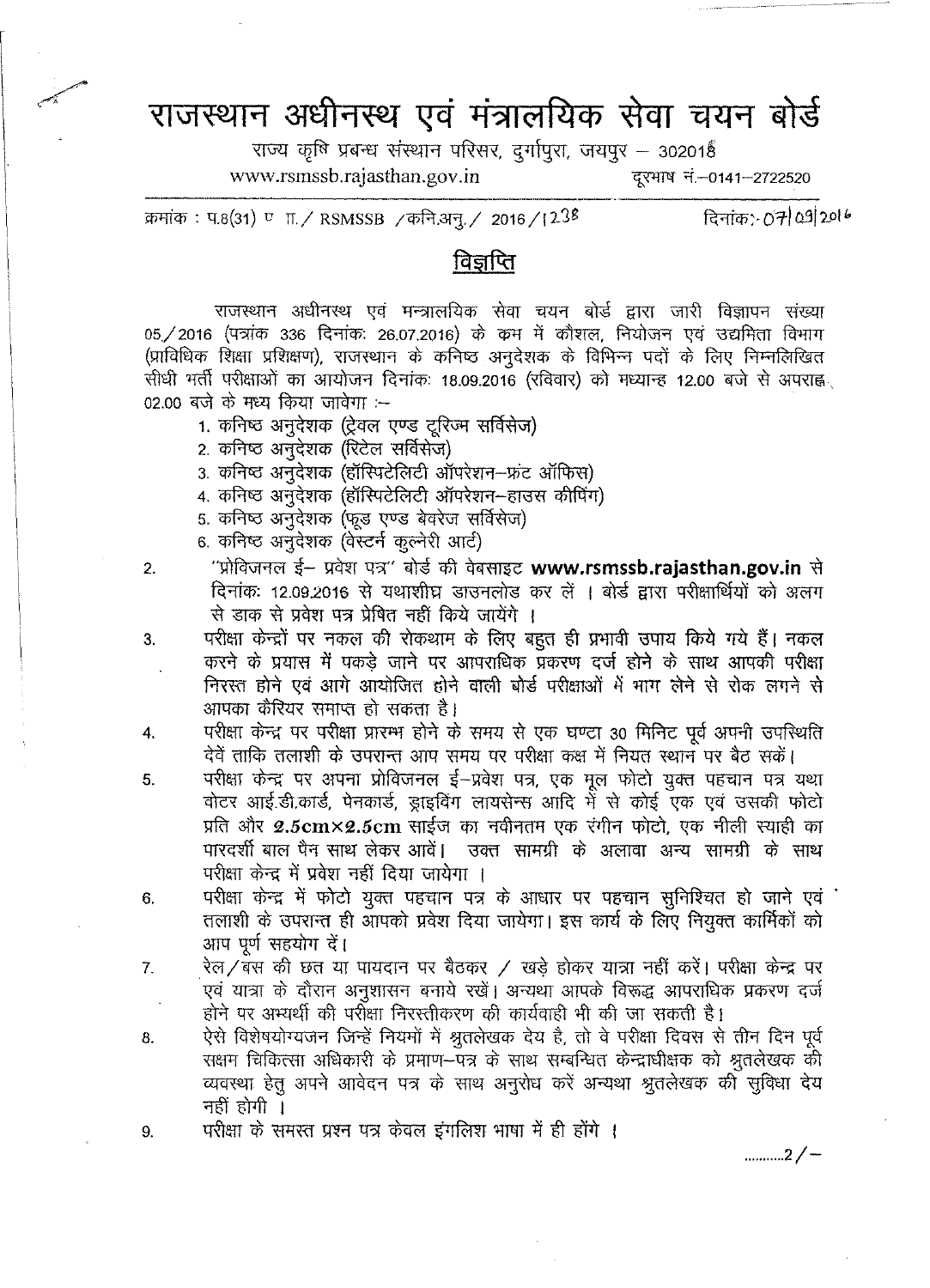# राजस्थान अधीनस्थ एवं मंत्रालयिक सेवा चयन बोर्ड

राज्य कृषि प्रबन्ध संस्थान परिसर, दुर्गापुरा, जयपुर – 302018

www.rsmssb.rajasthan.gov.in दूरभाष नं.–0141–2722520

क्रमांक : प.8(31) प ग्रा./ RSMSSB /कनि.अनु./ 2016/1238 दिनांक:- 07/09/2016

## विज्ञप्ति

राजस्थान अधीनस्थ एवं मन्त्रालयिक सेवा चयन बोर्ड द्वारा जारी विज्ञापन संख्या 05/2016 (पत्रांक 336 दिनांक: 26.07.2016) के क्रम में कौशल, नियोजन एवं उद्यमिता विभाग (प्राविधिक शिक्षा प्रशिक्षण), राजस्थान के कनिष्ठ अनुदेशक के विभिन्न पदों के लिए निम्नलिखित सीधी भर्ती परीक्षाओं का आयोजन दिनांक: 18.09.2016 (रविवार) को मध्यान्ह 12.00 बजे से अपराह्न 02.00 बजे के मध्य किया जावेगा :–

1. कनिष्ठ अनुदेशक (ट्रेवल एण्ड टूरिज्म सर्विसेज)
2. कनिष्ठ अनुदेशक (रिटेल सर्विसेज)
3. कनिष्ठ अनुदेशक (हॉस्पिटेलिटी ऑपरेशन–फ्रंट ऑफिस)
4. कनिष्ठ अनुदेशक (हॉस्पिटेलिटी ऑपरेशन–हाउस कीपिंग)
5. कनिष्ठ अनुदेशक (फूड एण्ड बेवरेज सर्विसेज)
6. कनिष्ठ अनुदेशक (वेस्टर्न कुल्नेरी आर्ट)

2. "प्रोविजनल ई– प्रवेश पत्र" बोर्ड की वेबसाइट **www.rsmssb.rajasthan.gov.in** से दिनांक: 12.09.2016 से यथाशीघ्र डाउनलोड कर लें । बोर्ड द्वारा परीक्षार्थियों को अलग से डाक से प्रवेश पत्र प्रेषित नहीं किये जायेंगे ।
3. परीक्षा केन्द्रों पर नकल की रोकथाम के लिए बहुत ही प्रभावी उपाय किये गये हैं। नकल करने के प्रयास में पकड़े जाने पर आपराधिक प्रकरण दर्ज होने के साथ आपकी परीक्षा निरस्त होने एवं आगे आयोजित होने वाली बोर्ड परीक्षाओं में भाग लेने से रोक लगने से आपका कैरियर समाप्त हो सकता है।
4. परीक्षा केन्द्र पर परीक्षा प्रारम्भ होने के समय से एक घण्टा 30 मिनिट पूर्व अपनी उपस्थिति देवें ताकि तलाशी के उपरान्त आप समय पर परीक्षा कक्ष में नियत स्थान पर बैठ सकें।
5. परीक्षा केन्द्र पर अपना प्रोविजनल ई–प्रवेश पत्र, एक मूल फोटो युक्त पहचान पत्र यथा वोटर आई.डी.कार्ड, पेनकार्ड, ड्राइविंग लायसेन्स आदि में से कोई एक एवं उसकी फोटो प्रति और **2.5cm×2.5cm** साईज का नवीनतम एक रंगीन फोटो, एक नीली स्याही का पारदर्शी बाल पैन साथ लेकर आवें। उक्त सामग्री के अलावा अन्य सामग्री के साथ परीक्षा केन्द्र में प्रवेश नहीं दिया जायेगा ।
6. परीक्षा केन्द्र में फोटो युक्त पहचान पत्र के आधार पर पहचान सुनिश्चित हो जाने एवं तलाशी के उपरान्त ही आपको प्रवेश दिया जायेगा। इस कार्य के लिए नियुक्त कार्मिकों को आप पूर्ण सहयोग दें।
7. रेल/बस की छत या पायदान पर बैठकर / खड़े होकर यात्रा नहीं करें। परीक्षा केन्द्र पर एवं यात्रा के दौरान अनुशासन बनाये रखें। अन्यथा आपके विरूद्ध आपराधिक प्रकरण दर्ज होने पर अभ्यर्थी की परीक्षा निरस्तीकरण की कार्यवाही भी की जा सकती है।
8. ऐसे विशेषयोग्यजन जिन्हें नियमों में श्रुतलेखक देय है, तो वे परीक्षा दिवस से तीन दिन पूर्व सक्षम चिकित्सा अधिकारी के प्रमाण–पत्र के साथ सम्बन्धित केन्द्राधीक्षक को श्रुतलेखक की व्यवस्था हेतु अपने आवेदन पत्र के साथ अनुरोध करें अन्यथा श्रुतलेखक की सुविधा देय नहीं होगी ।
9. परीक्षा के समस्त प्रश्न पत्र केवल इंगलिश भाषा में ही होंगे ।

..........2/–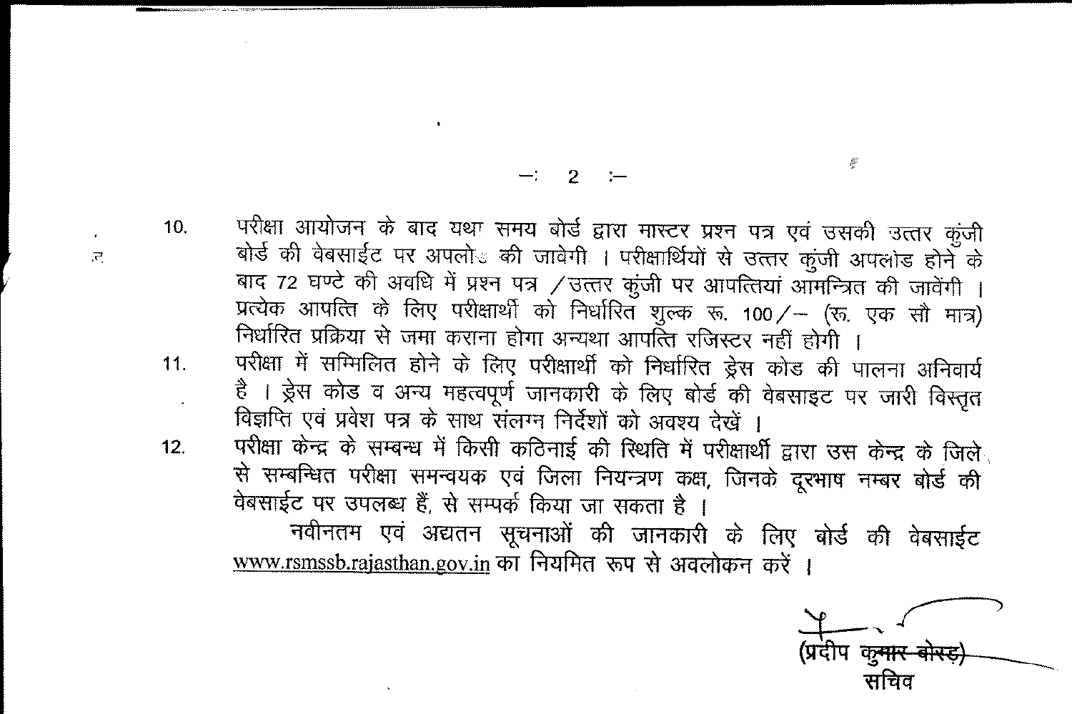10. परीक्षा आयोजन के बाद यथा समय बोर्ड द्वारा मास्टर प्रश्न पत्र एवं उसकी उत्तर कुंजी बोर्ड की वेबसाईट पर अपलोड की जावेगी । परीक्षार्थियों से उत्तर कुंजी अपलोड होने के बाद 72 घण्टे की अवधि में प्रश्न पत्र /उत्तर कुंजी पर आपत्तियां आमन्त्रित की जावेंगी । प्रत्येक आपत्ति के लिए परीक्षार्थी को निर्धारित शुल्क रू. 100/– (रू. एक सौ मात्र) निर्धारित प्रक्रिया से जमा कराना होगा अन्यथा आपत्ति रजिस्टर नहीं होगी ।
11. परीक्षा में सम्मिलित होने के लिए परीक्षार्थी को निर्धारित ड्रेस कोड की पालना अनिवार्य है । ड्रेस कोड व अन्य महत्वपूर्ण जानकारी के लिए बोर्ड की वेबसाइट पर जारी विस्तृत विज्ञप्ति एवं प्रवेश पत्र के साथ संलग्न निर्देशों को अवश्य देखें ।
12. परीक्षा केन्द्र के सम्बन्ध में किसी कठिनाई की स्थिति में परीक्षार्थी द्वारा उस केन्द्र के जिले से सम्बन्धित परीक्षा समन्वयक एवं जिला नियन्त्रण कक्ष, जिनके दूरभाष नम्बर बोर्ड की वेबसाईट पर उपलब्ध हैं, से सम्पर्क किया जा सकता है ।

नवीनतम एवं अद्यतन सूचनाओं की जानकारी के लिए बोर्ड की वेबसाईट www.rsmssb.rajasthan.gov.in का नियमित रूप से अवलोकन करें ।

(प्रदीप कुमार बोरड़)
सचिव